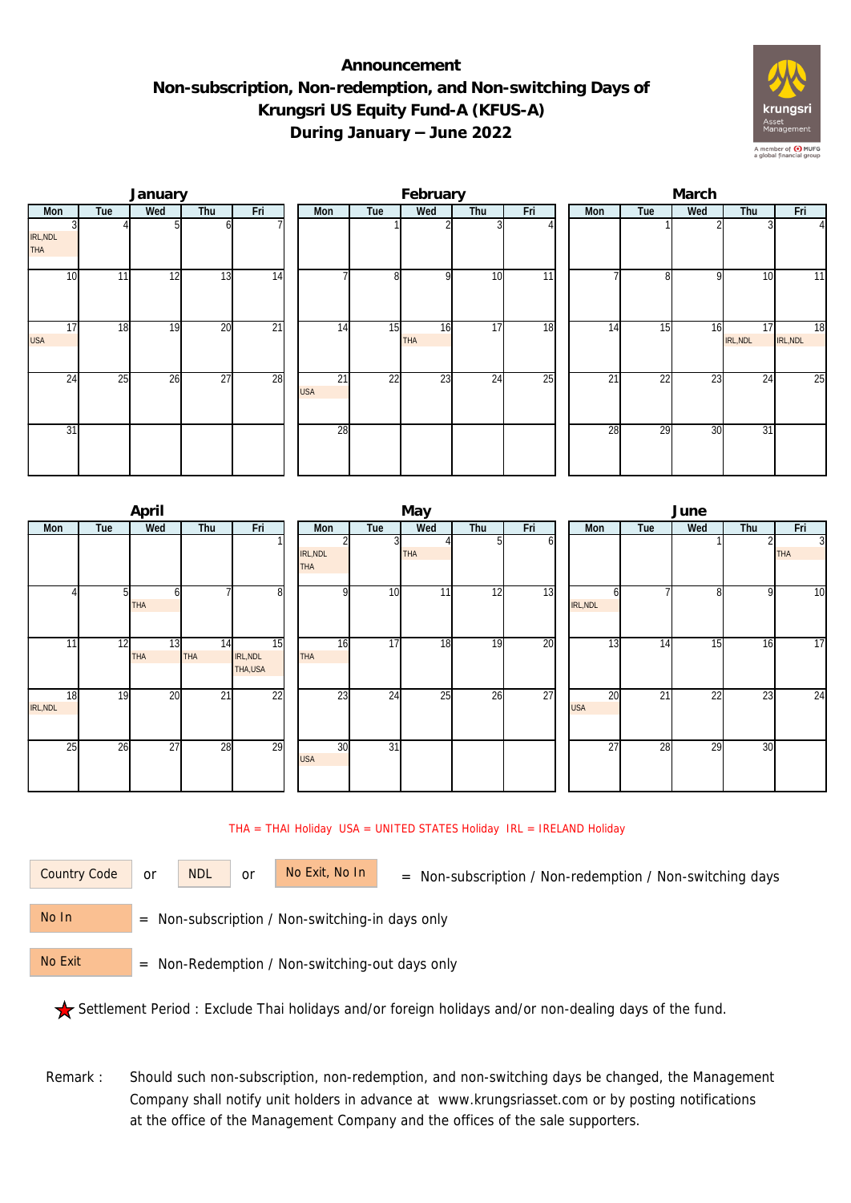# Announcement
## Non-subscription, Non-redemption, and Non-switching Days of Krungsri US Equity Fund-A (KFUS-A)
## During January – June 2022

### January

| Mon | Tue | Wed | Thu | Fri |
|---|---|---|---|---|
| 3 IRL,NDL THA | 4 | 5 | 6 | 7 |
| 10 | 11 | 12 | 13 | 14 |
| 17 USA | 18 | 19 | 20 | 21 |
| 24 | 25 | 26 | 27 | 28 |
| 31 | | | | |

### February

| Mon | Tue | Wed | Thu | Fri |
|---|---|---|---|---|
| | 1 | 2 | 3 | 4 |
| 7 | 8 | 9 | 10 | 11 |
| 14 | 15 | 16 THA | 17 | 18 |
| 21 USA | 22 | 23 | 24 | 25 |
| 28 | | | | |

### March

| Mon | Tue | Wed | Thu | Fri |
|---|---|---|---|---|
| | 1 | 2 | 3 | 4 |
| 7 | 8 | 9 | 10 | 11 |
| 14 | 15 | 16 | 17 IRL,NDL | 18 IRL,NDL |
| 21 | 22 | 23 | 24 | 25 |
| 28 | 29 | 30 | 31 | |

### April

| Mon | Tue | Wed | Thu | Fri |
|---|---|---|---|---|
| | | | | 1 |
| 4 | 5 | 6 THA | 7 | 8 |
| 11 | 12 | 13 THA | 14 THA | 15 IRL,NDL THA,USA |
| 18 IRL,NDL | 19 | 20 | 21 | 22 |
| 25 | 26 | 27 | 28 | 29 |

### May

| Mon | Tue | Wed | Thu | Fri |
|---|---|---|---|---|
| 2 IRL,NDL THA | 3 | 4 THA | 5 | 6 |
| 9 | 10 | 11 | 12 | 13 |
| 16 THA | 17 | 18 | 19 | 20 |
| 23 | 24 | 25 | 26 | 27 |
| 30 USA | 31 | | | |

### June

| Mon | Tue | Wed | Thu | Fri |
|---|---|---|---|---|
| | | 1 | 2 | 3 THA |
| 6 IRL,NDL | 7 | 8 | 9 | 10 |
| 13 | 14 | 15 | 16 | 17 |
| 20 USA | 21 | 22 | 23 | 24 |
| 27 | 28 | 29 | 30 | |

THA = THAI Holiday USA = UNITED STATES Holiday IRL = IRELAND Holiday

Country Code or NDL or No Exit, No In = Non-subscription / Non-redemption / Non-switching days

No In = Non-subscription / Non-switching-in days only

No Exit = Non-Redemption / Non-switching-out days only

★ Settlement Period : Exclude Thai holidays and/or foreign holidays and/or non-dealing days of the fund.

Remark : Should such non-subscription, non-redemption, and non-switching days be changed, the Management Company shall notify unit holders in advance at www.krungsriasset.com or by posting notifications at the office of the Management Company and the offices of the sale supporters.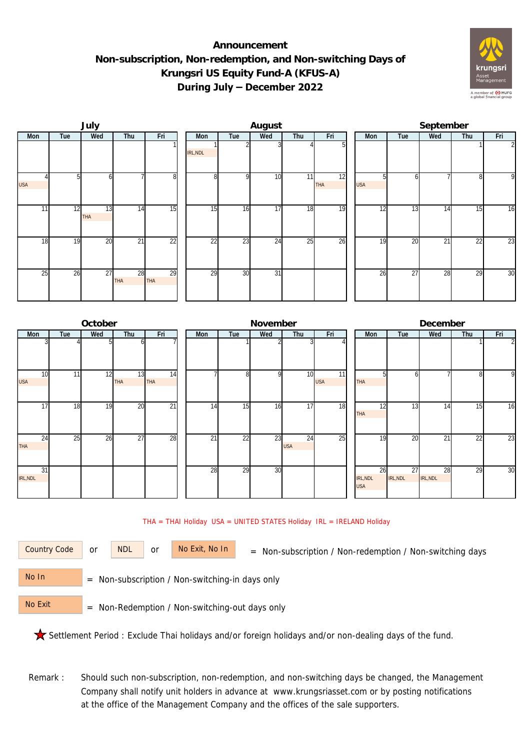**Announcement**
**Non-subscription, Non-redemption, and Non-switching Days of**
**Krungsri US Equity Fund-A (KFUS-A)**
**During July – December 2022**

### July

| Mon | Tue | Wed | Thu | Fri |
|---|---|---|---|---|
| | | | | 1 |
| 4 USA | 5 | 6 | 7 | 8 |
| 11 | 12 | 13 THA | 14 | 15 |
| 18 | 19 | 20 | 21 | 22 |
| 25 | 26 | 27 | 28 THA | 29 THA |

### August

| Mon | Tue | Wed | Thu | Fri |
|---|---|---|---|---|
| 1 IRL,NDL | 2 | 3 | 4 | 5 |
| 8 | 9 | 10 | 11 | 12 THA |
| 15 | 16 | 17 | 18 | 19 |
| 22 | 23 | 24 | 25 | 26 |
| 29 | 30 | 31 | | |

### September

| Mon | Tue | Wed | Thu | Fri |
|---|---|---|---|---|
| | | | 1 | 2 |
| 5 USA | 6 | 7 | 8 | 9 |
| 12 | 13 | 14 | 15 | 16 |
| 19 | 20 | 21 | 22 | 23 |
| 26 | 27 | 28 | 29 | 30 |

### October

| Mon | Tue | Wed | Thu | Fri |
|---|---|---|---|---|
| 3 | 4 | 5 | 6 | 7 |
| 10 USA | 11 | 12 | 13 THA | 14 THA |
| 17 | 18 | 19 | 20 | 21 |
| 24 THA | 25 | 26 | 27 | 28 |
| 31 IRL,NDL | | | | |

### November

| Mon | Tue | Wed | Thu | Fri |
|---|---|---|---|---|
| | 1 | 2 | 3 | 4 |
| 7 | 8 | 9 | 10 | 11 USA |
| 14 | 15 | 16 | 17 | 18 |
| 21 | 22 | 23 | 24 USA | 25 |
| 28 | 29 | 30 | | |

### December

| Mon | Tue | Wed | Thu | Fri |
|---|---|---|---|---|
| | | | 1 | 2 |
| 5 THA | 6 | 7 | 8 | 9 |
| 12 THA | 13 | 14 | 15 | 16 |
| 19 | 20 | 21 | 22 | 23 |
| 26 IRL,NDL USA | 27 IRL,NDL | 28 IRL,NDL | 29 | 30 |

THA = THAI Holiday USA = UNITED STATES Holiday IRL = IRELAND Holiday

Country Code or NDL or No Exit, No In = Non-subscription / Non-redemption / Non-switching days

No In = Non-subscription / Non-switching-in days only

No Exit = Non-Redemption / Non-switching-out days only

★ Settlement Period : Exclude Thai holidays and/or foreign holidays and/or non-dealing days of the fund.

Remark : Should such non-subscription, non-redemption, and non-switching days be changed, the Management Company shall notify unit holders in advance at www.krungsriasset.com or by posting notifications at the office of the Management Company and the offices of the sale supporters.